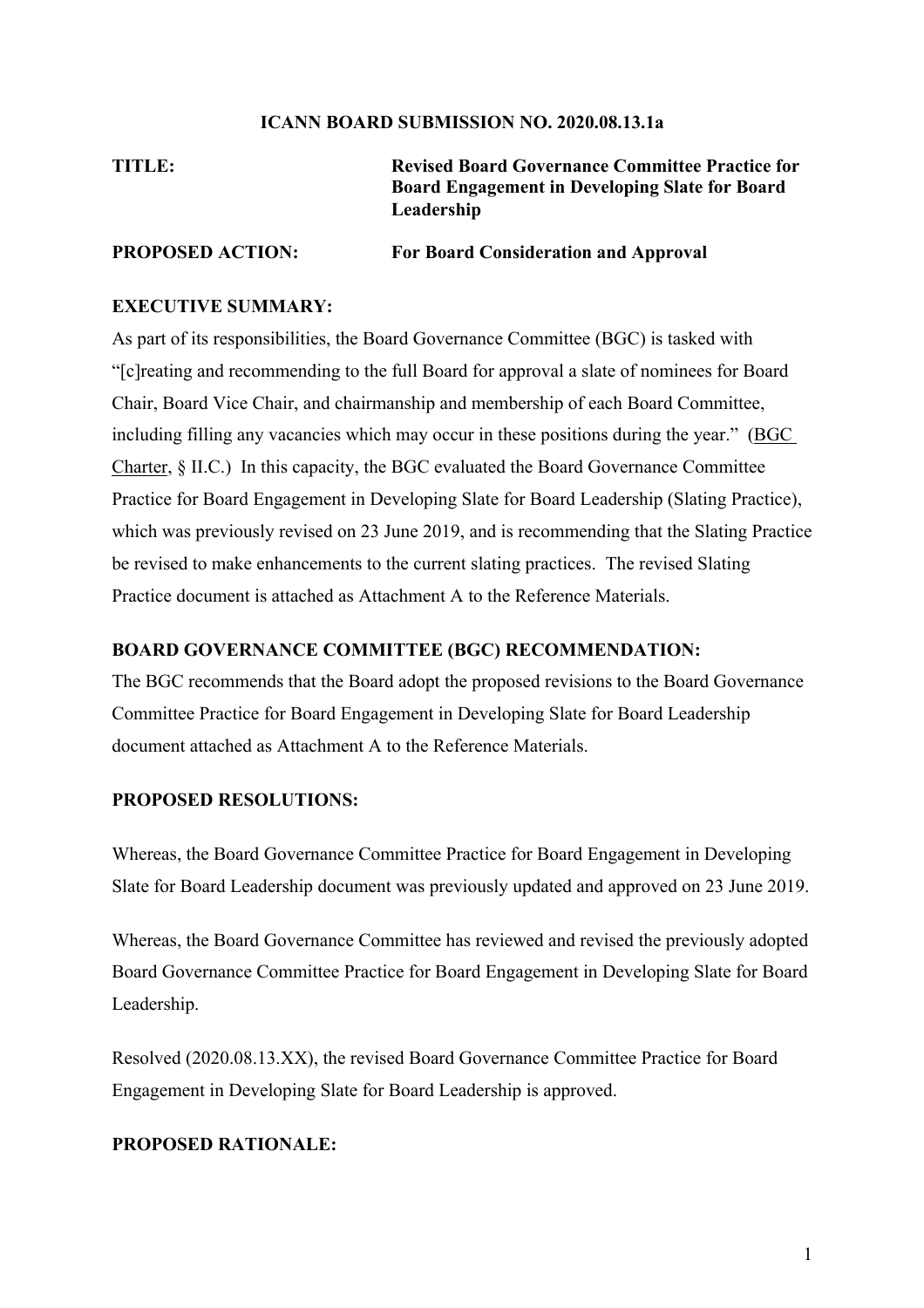**ICANN BOARD SUBMISSION NO. 2020.08.13.1a**

**TITLE:** **Revised Board Governance Committee Practice for Board Engagement in Developing Slate for Board Leadership**

**PROPOSED ACTION:** **For Board Consideration and Approval**

## EXECUTIVE SUMMARY:

As part of its responsibilities, the Board Governance Committee (BGC) is tasked with "[c]reating and recommending to the full Board for approval a slate of nominees for Board Chair, Board Vice Chair, and chairmanship and membership of each Board Committee, including filling any vacancies which may occur in these positions during the year." (BGC Charter, § II.C.) In this capacity, the BGC evaluated the Board Governance Committee Practice for Board Engagement in Developing Slate for Board Leadership (Slating Practice), which was previously revised on 23 June 2019, and is recommending that the Slating Practice be revised to make enhancements to the current slating practices. The revised Slating Practice document is attached as Attachment A to the Reference Materials.

## BOARD GOVERNANCE COMMITTEE (BGC) RECOMMENDATION:

The BGC recommends that the Board adopt the proposed revisions to the Board Governance Committee Practice for Board Engagement in Developing Slate for Board Leadership document attached as Attachment A to the Reference Materials.

## PROPOSED RESOLUTIONS:

Whereas, the Board Governance Committee Practice for Board Engagement in Developing Slate for Board Leadership document was previously updated and approved on 23 June 2019.

Whereas, the Board Governance Committee has reviewed and revised the previously adopted Board Governance Committee Practice for Board Engagement in Developing Slate for Board Leadership.

Resolved (2020.08.13.XX), the revised Board Governance Committee Practice for Board Engagement in Developing Slate for Board Leadership is approved.

## PROPOSED RATIONALE: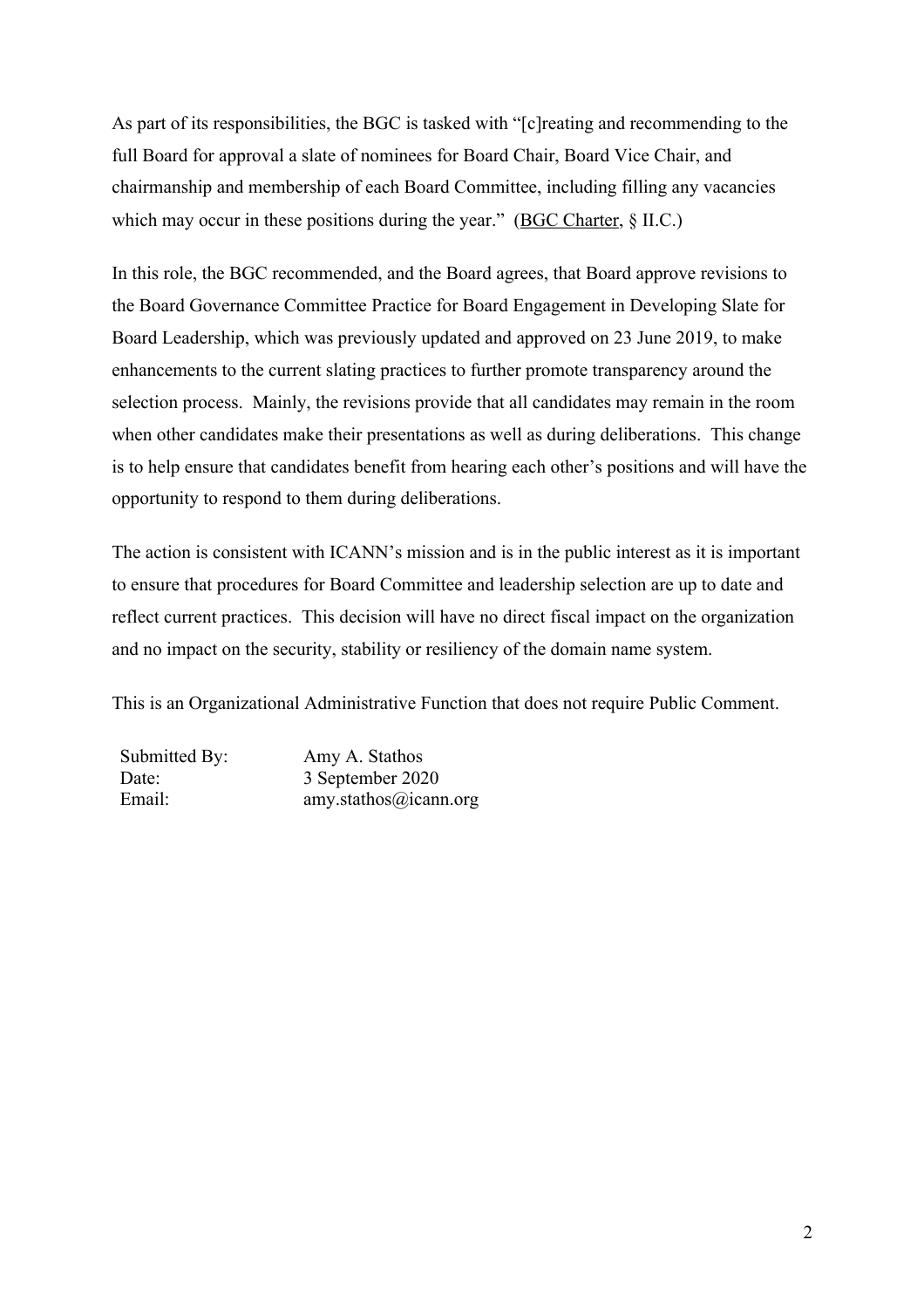As part of its responsibilities, the BGC is tasked with "[c]reating and recommending to the full Board for approval a slate of nominees for Board Chair, Board Vice Chair, and chairmanship and membership of each Board Committee, including filling any vacancies which may occur in these positions during the year." (BGC Charter, § II.C.)

In this role, the BGC recommended, and the Board agrees, that Board approve revisions to the Board Governance Committee Practice for Board Engagement in Developing Slate for Board Leadership, which was previously updated and approved on 23 June 2019, to make enhancements to the current slating practices to further promote transparency around the selection process. Mainly, the revisions provide that all candidates may remain in the room when other candidates make their presentations as well as during deliberations. This change is to help ensure that candidates benefit from hearing each other's positions and will have the opportunity to respond to them during deliberations.

The action is consistent with ICANN's mission and is in the public interest as it is important to ensure that procedures for Board Committee and leadership selection are up to date and reflect current practices. This decision will have no direct fiscal impact on the organization and no impact on the security, stability or resiliency of the domain name system.

This is an Organizational Administrative Function that does not require Public Comment.

Submitted By: Amy A. Stathos
Date: 3 September 2020
Email: amy.stathos@icann.org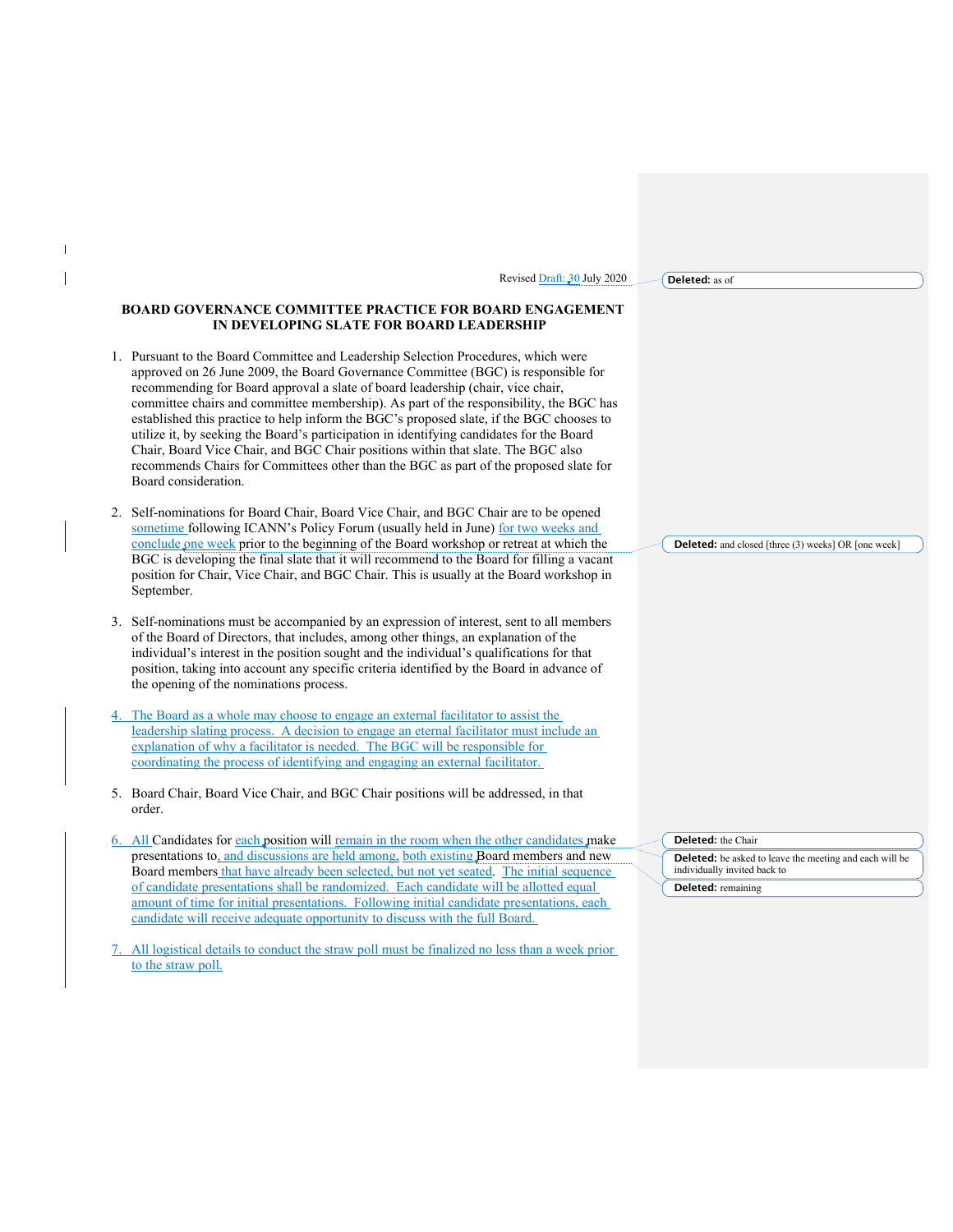Revised Draft: 30 July 2020

**BOARD GOVERNANCE COMMITTEE PRACTICE FOR BOARD ENGAGEMENT IN DEVELOPING SLATE FOR BOARD LEADERSHIP**

1. Pursuant to the Board Committee and Leadership Selection Procedures, which were approved on 26 June 2009, the Board Governance Committee (BGC) is responsible for recommending for Board approval a slate of board leadership (chair, vice chair, committee chairs and committee membership). As part of the responsibility, the BGC has established this practice to help inform the BGC's proposed slate, if the BGC chooses to utilize it, by seeking the Board's participation in identifying candidates for the Board Chair, Board Vice Chair, and BGC Chair positions within that slate. The BGC also recommends Chairs for Committees other than the BGC as part of the proposed slate for Board consideration.

2. Self-nominations for Board Chair, Board Vice Chair, and BGC Chair are to be opened sometime following ICANN's Policy Forum (usually held in June) for two weeks and conclude one week prior to the beginning of the Board workshop or retreat at which the BGC is developing the final slate that it will recommend to the Board for filling a vacant position for Chair, Vice Chair, and BGC Chair. This is usually at the Board workshop in September.

3. Self-nominations must be accompanied by an expression of interest, sent to all members of the Board of Directors, that includes, among other things, an explanation of the individual's interest in the position sought and the individual's qualifications for that position, taking into account any specific criteria identified by the Board in advance of the opening of the nominations process.

4. The Board as a whole may choose to engage an external facilitator to assist the leadership slating process. A decision to engage an eternal facilitator must include an explanation of why a facilitator is needed. The BGC will be responsible for coordinating the process of identifying and engaging an external facilitator.

5. Board Chair, Board Vice Chair, and BGC Chair positions will be addressed, in that order.

6. All Candidates for each position will remain in the room when the other candidates make presentations to, and discussions are held among, both existing Board members and new Board members that have already been selected, but not yet seated. The initial sequence of candidate presentations shall be randomized. Each candidate will be allotted equal amount of time for initial presentations. Following initial candidate presentations, each candidate will receive adequate opportunity to discuss with the full Board.

7. All logistical details to conduct the straw poll must be finalized no less than a week prior to the straw poll.

**Deleted:** as of

**Deleted:** and closed [three (3) weeks] OR [one week]

**Deleted:** the Chair

**Deleted:** be asked to leave the meeting and each will be individually invited back to

**Deleted:** remaining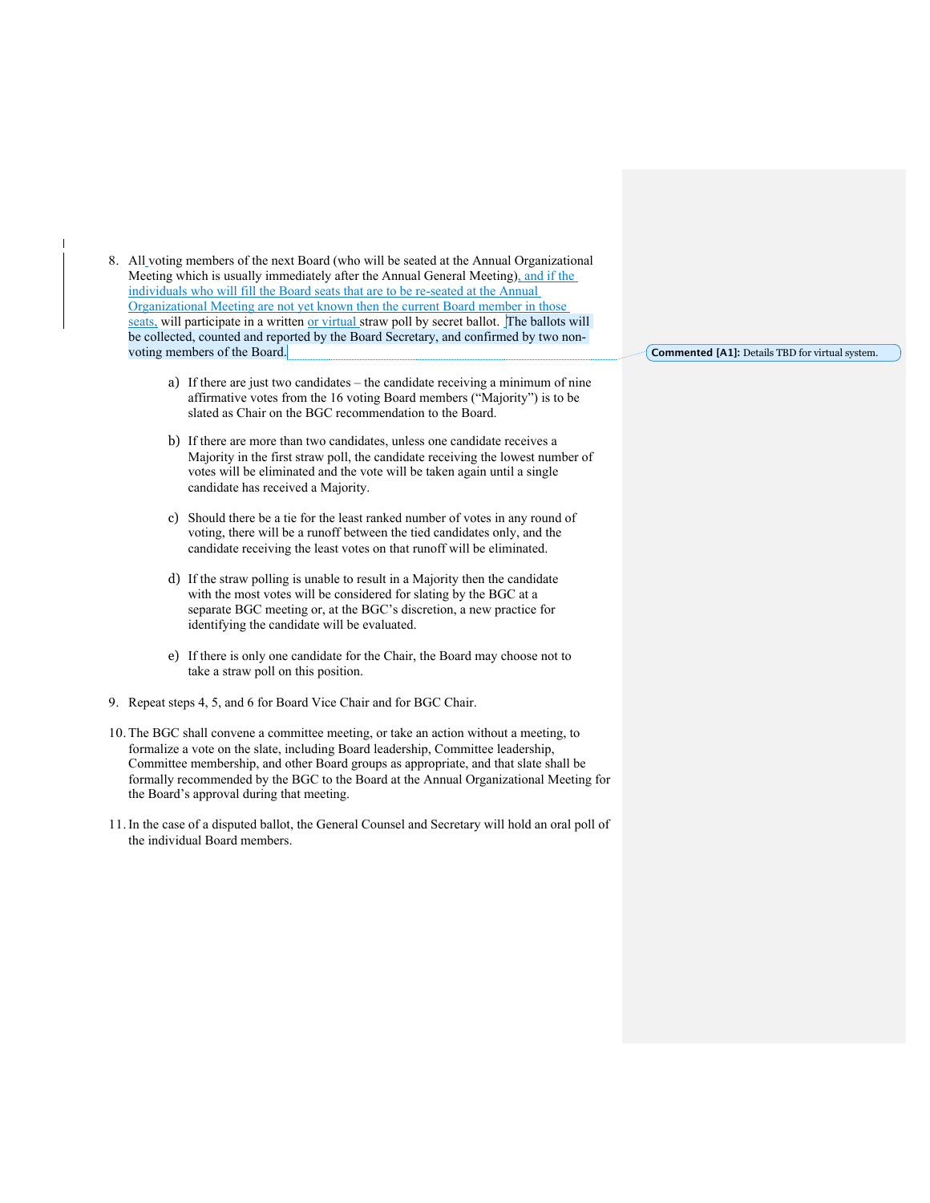8. All voting members of the next Board (who will be seated at the Annual Organizational Meeting which is usually immediately after the Annual General Meeting), and if the individuals who will fill the Board seats that are to be re-seated at the Annual Organizational Meeting are not yet known then the current Board member in those seats, will participate in a written or virtual straw poll by secret ballot. The ballots will be collected, counted and reported by the Board Secretary, and confirmed by two non-voting members of the Board.

   **Commented [A1]:** Details TBD for virtual system.

    a) If there are just two candidates – the candidate receiving a minimum of nine affirmative votes from the 16 voting Board members ("Majority") is to be slated as Chair on the BGC recommendation to the Board.

    b) If there are more than two candidates, unless one candidate receives a Majority in the first straw poll, the candidate receiving the lowest number of votes will be eliminated and the vote will be taken again until a single candidate has received a Majority.

    c) Should there be a tie for the least ranked number of votes in any round of voting, there will be a runoff between the tied candidates only, and the candidate receiving the least votes on that runoff will be eliminated.

    d) If the straw polling is unable to result in a Majority then the candidate with the most votes will be considered for slating by the BGC at a separate BGC meeting or, at the BGC's discretion, a new practice for identifying the candidate will be evaluated.

    e) If there is only one candidate for the Chair, the Board may choose not to take a straw poll on this position.

9. Repeat steps 4, 5, and 6 for Board Vice Chair and for BGC Chair.

10. The BGC shall convene a committee meeting, or take an action without a meeting, to formalize a vote on the slate, including Board leadership, Committee leadership, Committee membership, and other Board groups as appropriate, and that slate shall be formally recommended by the BGC to the Board at the Annual Organizational Meeting for the Board's approval during that meeting.

11. In the case of a disputed ballot, the General Counsel and Secretary will hold an oral poll of the individual Board members.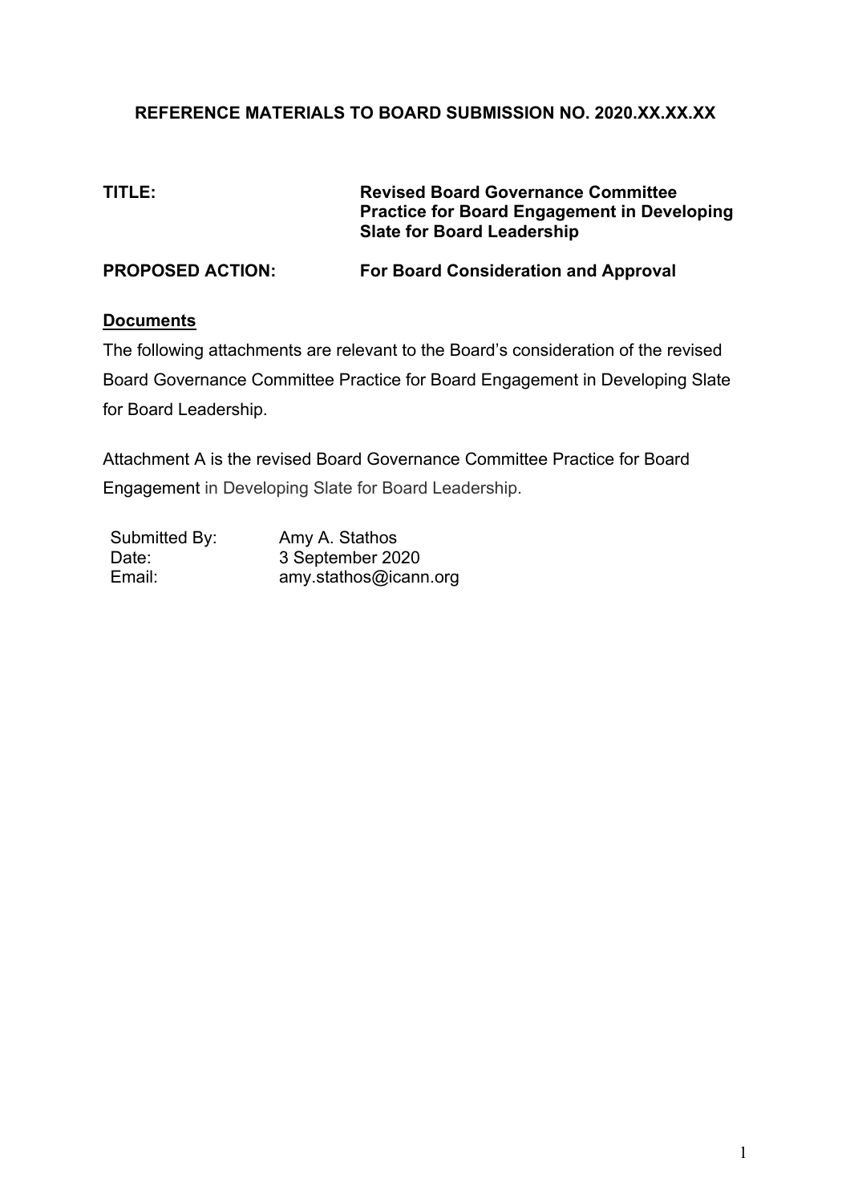**REFERENCE MATERIALS TO BOARD SUBMISSION NO. 2020.XX.XX.XX**

| | |
|---|---|
| **TITLE:** | **Revised Board Governance Committee Practice for Board Engagement in Developing Slate for Board Leadership** |
| **PROPOSED ACTION:** | **For Board Consideration and Approval** |

**Documents**

The following attachments are relevant to the Board's consideration of the revised Board Governance Committee Practice for Board Engagement in Developing Slate for Board Leadership.

Attachment A is the revised Board Governance Committee Practice for Board Engagement in Developing Slate for Board Leadership.

| | |
|---|---|
| Submitted By: | Amy A. Stathos |
| Date: | 3 September 2020 |
| Email: | amy.stathos@icann.org |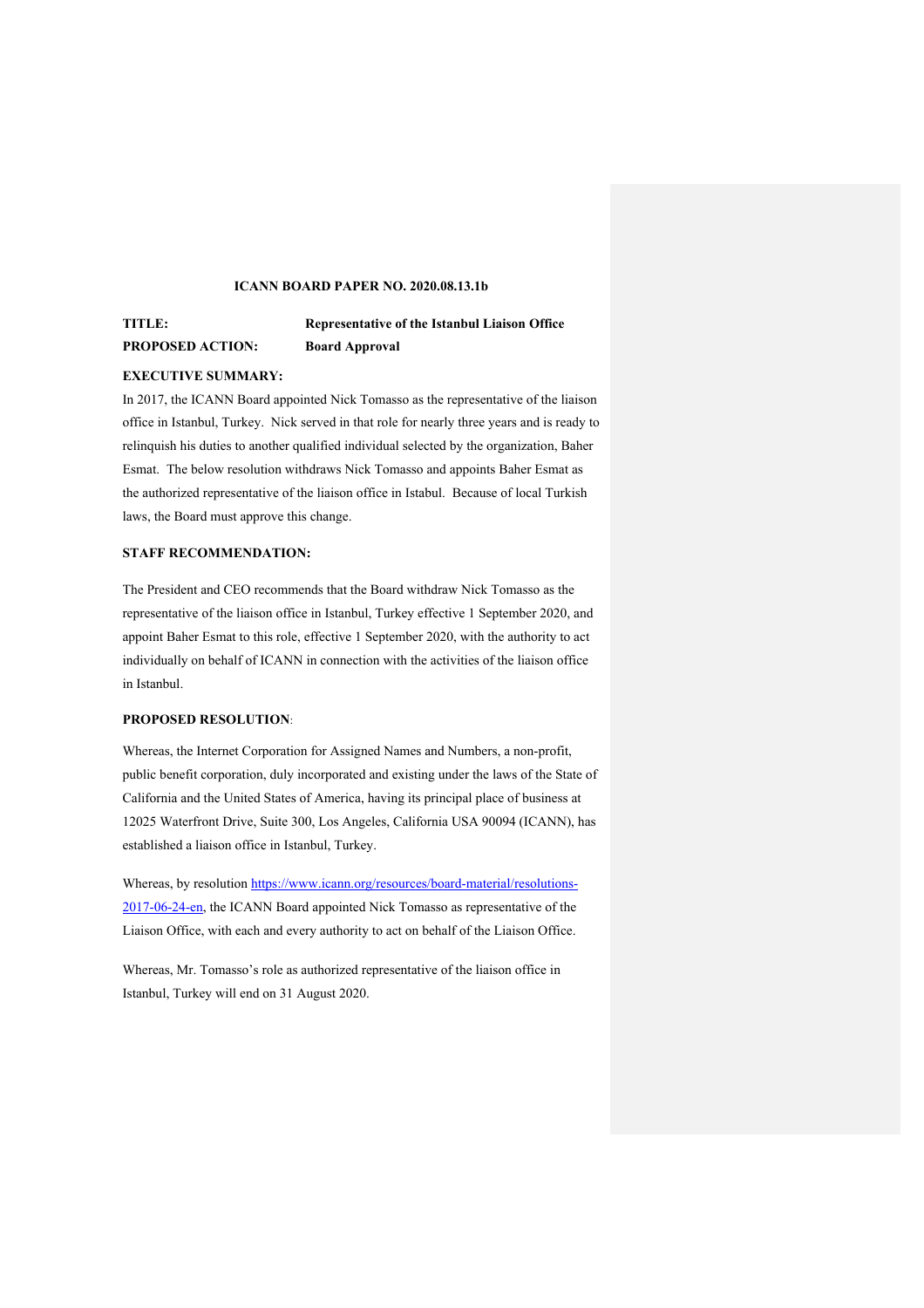**ICANN BOARD PAPER NO. 2020.08.13.1b**

**TITLE:** **Representative of the Istanbul Liaison Office**

**PROPOSED ACTION:** **Board Approval**

**EXECUTIVE SUMMARY:**

In 2017, the ICANN Board appointed Nick Tomasso as the representative of the liaison office in Istanbul, Turkey. Nick served in that role for nearly three years and is ready to relinquish his duties to another qualified individual selected by the organization, Baher Esmat. The below resolution withdraws Nick Tomasso and appoints Baher Esmat as the authorized representative of the liaison office in Istabul. Because of local Turkish laws, the Board must approve this change.

**STAFF RECOMMENDATION:**

The President and CEO recommends that the Board withdraw Nick Tomasso as the representative of the liaison office in Istanbul, Turkey effective 1 September 2020, and appoint Baher Esmat to this role, effective 1 September 2020, with the authority to act individually on behalf of ICANN in connection with the activities of the liaison office in Istanbul.

**PROPOSED RESOLUTION**:

Whereas, the Internet Corporation for Assigned Names and Numbers, a non-profit, public benefit corporation, duly incorporated and existing under the laws of the State of California and the United States of America, having its principal place of business at 12025 Waterfront Drive, Suite 300, Los Angeles, California USA 90094 (ICANN), has established a liaison office in Istanbul, Turkey.

Whereas, by resolution https://www.icann.org/resources/board-material/resolutions-2017-06-24-en, the ICANN Board appointed Nick Tomasso as representative of the Liaison Office, with each and every authority to act on behalf of the Liaison Office.

Whereas, Mr. Tomasso's role as authorized representative of the liaison office in Istanbul, Turkey will end on 31 August 2020.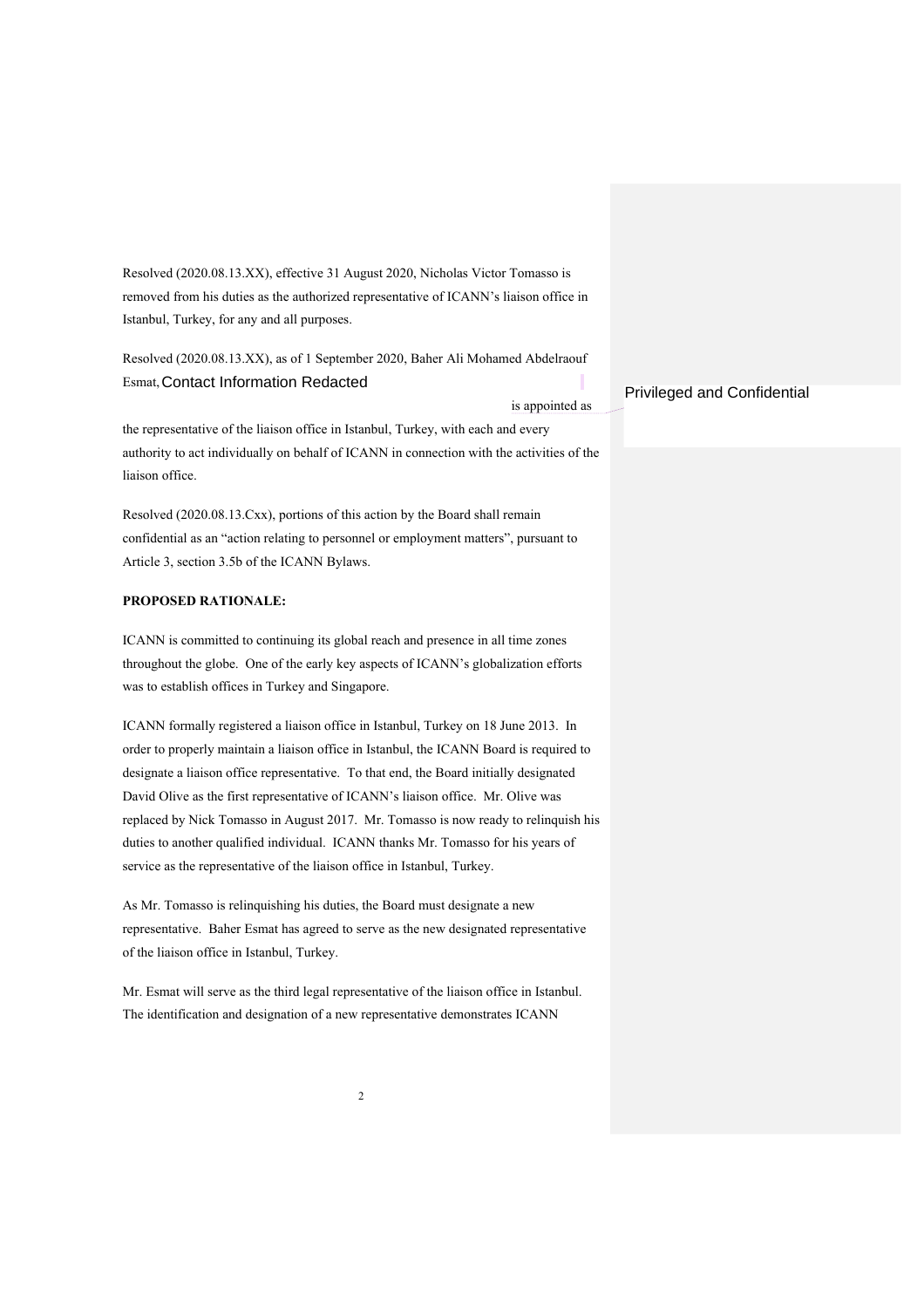Resolved (2020.08.13.XX), effective 31 August 2020, Nicholas Victor Tomasso is removed from his duties as the authorized representative of ICANN's liaison office in Istanbul, Turkey, for any and all purposes.

Resolved (2020.08.13.XX), as of 1 September 2020, Baher Ali Mohamed Abdelraouf Esmat, Contact Information Redacted is appointed as the representative of the liaison office in Istanbul, Turkey, with each and every authority to act individually on behalf of ICANN in connection with the activities of the liaison office.

Privileged and Confidential

Resolved (2020.08.13.Cxx), portions of this action by the Board shall remain confidential as an "action relating to personnel or employment matters", pursuant to Article 3, section 3.5b of the ICANN Bylaws.

**PROPOSED RATIONALE:**

ICANN is committed to continuing its global reach and presence in all time zones throughout the globe. One of the early key aspects of ICANN's globalization efforts was to establish offices in Turkey and Singapore.

ICANN formally registered a liaison office in Istanbul, Turkey on 18 June 2013. In order to properly maintain a liaison office in Istanbul, the ICANN Board is required to designate a liaison office representative. To that end, the Board initially designated David Olive as the first representative of ICANN's liaison office. Mr. Olive was replaced by Nick Tomasso in August 2017. Mr. Tomasso is now ready to relinquish his duties to another qualified individual. ICANN thanks Mr. Tomasso for his years of service as the representative of the liaison office in Istanbul, Turkey.

As Mr. Tomasso is relinquishing his duties, the Board must designate a new representative. Baher Esmat has agreed to serve as the new designated representative of the liaison office in Istanbul, Turkey.

Mr. Esmat will serve as the third legal representative of the liaison office in Istanbul. The identification and designation of a new representative demonstrates ICANN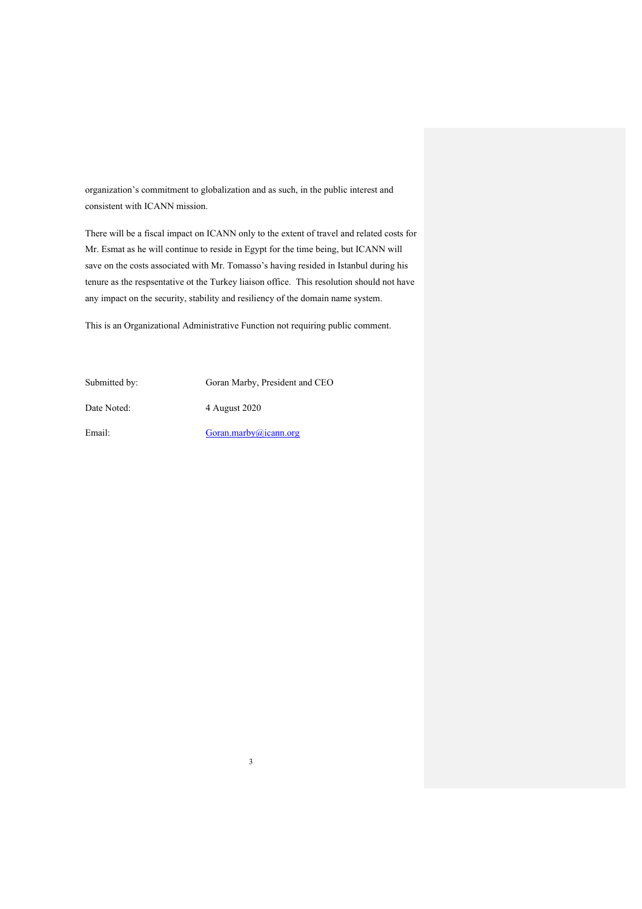organization's commitment to globalization and as such, in the public interest and consistent with ICANN mission.

There will be a fiscal impact on ICANN only to the extent of travel and related costs for Mr. Esmat as he will continue to reside in Egypt for the time being, but ICANN will save on the costs associated with Mr. Tomasso's having resided in Istanbul during his tenure as the respsentative ot the Turkey liaison office. This resolution should not have any impact on the security, stability and resiliency of the domain name system.

This is an Organizational Administrative Function not requiring public comment.

| | |
|---|---|
| Submitted by: | Goran Marby, President and CEO |
| Date Noted: | 4 August 2020 |
| Email: | Goran.marby@icann.org |